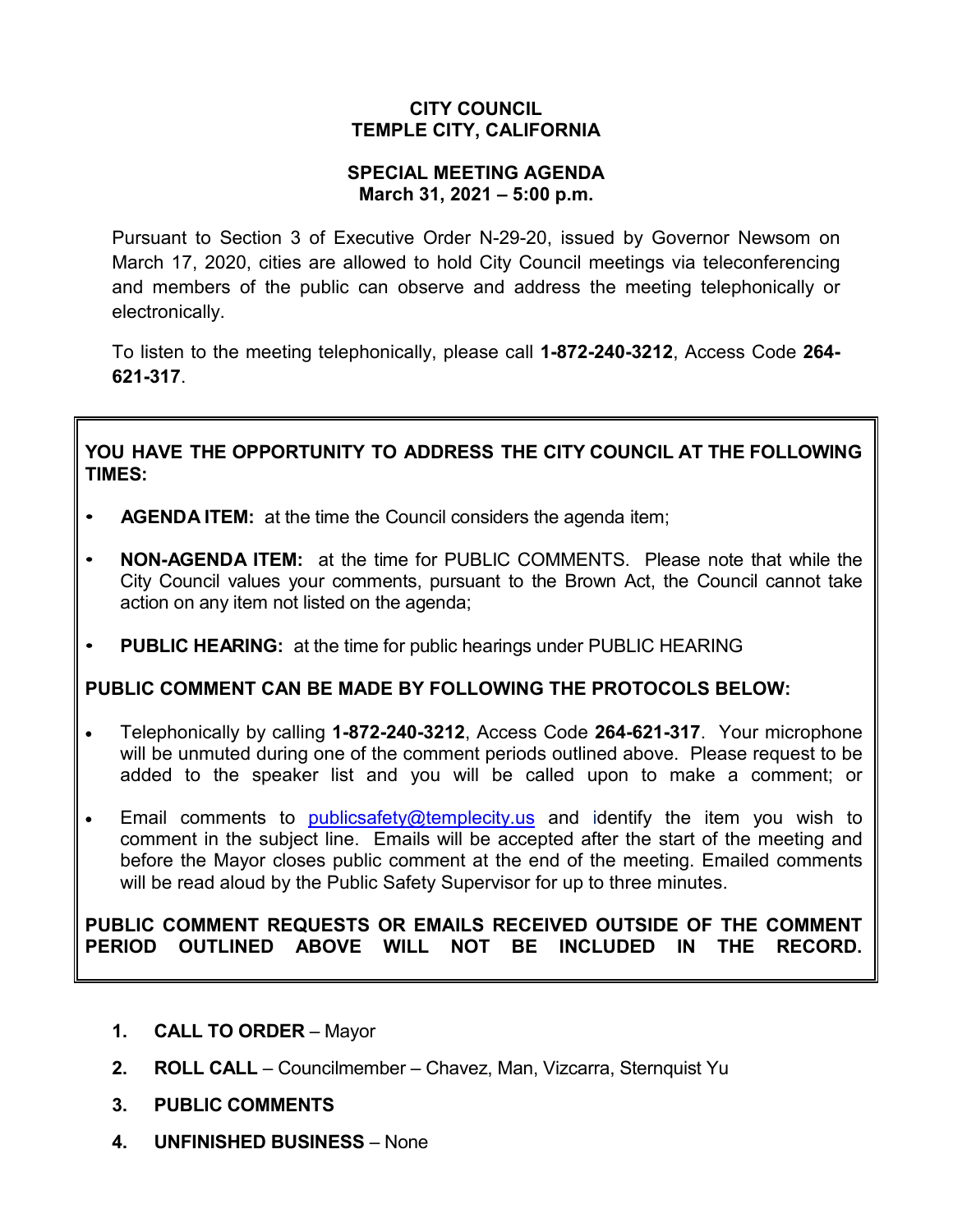**CITY COUNCIL**
**TEMPLE CITY, CALIFORNIA**

**SPECIAL MEETING AGENDA**
**March 31, 2021 – 5:00 p.m.**

Pursuant to Section 3 of Executive Order N-29-20, issued by Governor Newsom on March 17, 2020, cities are allowed to hold City Council meetings via teleconferencing and members of the public can observe and address the meeting telephonically or electronically.

To listen to the meeting telephonically, please call **1-872-240-3212**, Access Code **264-621-317**.

**YOU HAVE THE OPPORTUNITY TO ADDRESS THE CITY COUNCIL AT THE FOLLOWING TIMES:**

- **AGENDA ITEM:** at the time the Council considers the agenda item;
- **NON-AGENDA ITEM:** at the time for PUBLIC COMMENTS. Please note that while the City Council values your comments, pursuant to the Brown Act, the Council cannot take action on any item not listed on the agenda;
- **PUBLIC HEARING:** at the time for public hearings under PUBLIC HEARING

**PUBLIC COMMENT CAN BE MADE BY FOLLOWING THE PROTOCOLS BELOW:**

- Telephonically by calling **1-872-240-3212**, Access Code **264-621-317**. Your microphone will be unmuted during one of the comment periods outlined above. Please request to be added to the speaker list and you will be called upon to make a comment; or
- Email comments to publicsafety@templecity.us and identify the item you wish to comment in the subject line. Emails will be accepted after the start of the meeting and before the Mayor closes public comment at the end of the meeting. Emailed comments will be read aloud by the Public Safety Supervisor for up to three minutes.

**PUBLIC COMMENT REQUESTS OR EMAILS RECEIVED OUTSIDE OF THE COMMENT PERIOD OUTLINED ABOVE WILL NOT BE INCLUDED IN THE RECORD.**

1. **CALL TO ORDER** – Mayor
2. **ROLL CALL** – Councilmember – Chavez, Man, Vizcarra, Sternquist Yu
3. **PUBLIC COMMENTS**
4. **UNFINISHED BUSINESS** – None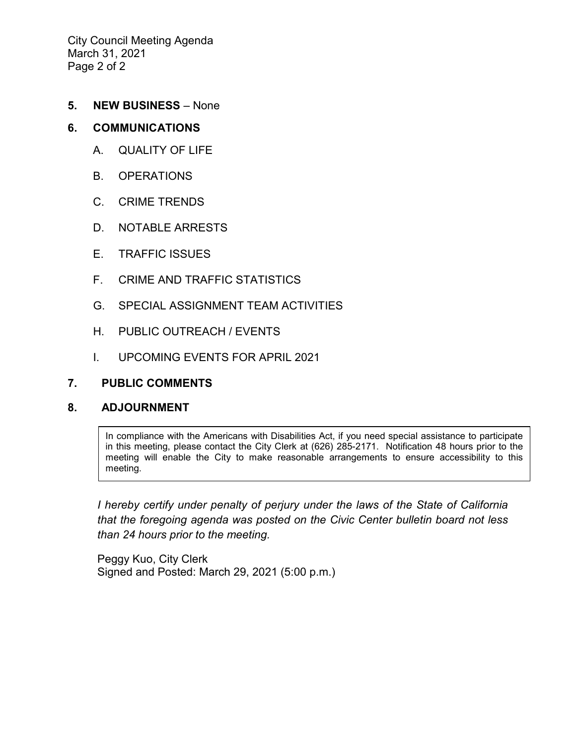**5. NEW BUSINESS** – None

**6. COMMUNICATIONS**

A. QUALITY OF LIFE

B. OPERATIONS

C. CRIME TRENDS

D. NOTABLE ARRESTS

E. TRAFFIC ISSUES

F. CRIME AND TRAFFIC STATISTICS

G. SPECIAL ASSIGNMENT TEAM ACTIVITIES

H. PUBLIC OUTREACH / EVENTS

I. UPCOMING EVENTS FOR APRIL 2021

**7. PUBLIC COMMENTS**

**8. ADJOURNMENT**

> In compliance with the Americans with Disabilities Act, if you need special assistance to participate in this meeting, please contact the City Clerk at (626) 285-2171. Notification 48 hours prior to the meeting will enable the City to make reasonable arrangements to ensure accessibility to this meeting.

*I hereby certify under penalty of perjury under the laws of the State of California that the foregoing agenda was posted on the Civic Center bulletin board not less than 24 hours prior to the meeting.*

Peggy Kuo, City Clerk
Signed and Posted: March 29, 2021 (5:00 p.m.)